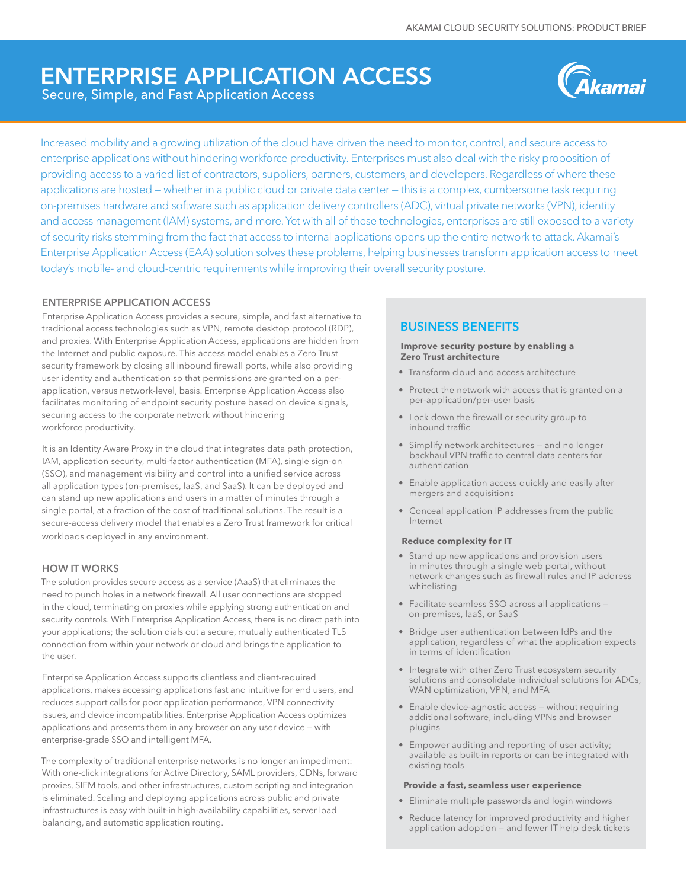# ENTERPRISE APPLICATION ACCESS

Secure, Simple, and Fast Application Access

Increased mobility and a growing utilization of the cloud have driven the need to monitor, control, and secure access to enterprise applications without hindering workforce productivity. Enterprises must also deal with the risky proposition of providing access to a varied list of contractors, suppliers, partners, customers, and developers. Regardless of where these applications are hosted — whether in a public cloud or private data center — this is a complex, cumbersome task requiring on-premises hardware and software such as application delivery controllers (ADC), virtual private networks (VPN), identity and access management (IAM) systems, and more. Yet with all of these technologies, enterprises are still exposed to a variety of security risks stemming from the fact that access to internal applications opens up the entire network to attack. Akamai's Enterprise Application Access (EAA) solution solves these problems, helping businesses transform application access to meet today's mobile- and cloud-centric requirements while improving their overall security posture.

## ENTERPRISE APPLICATION ACCESS

Enterprise Application Access provides a secure, simple, and fast alternative to traditional access technologies such as VPN, remote desktop protocol (RDP), and proxies. With Enterprise Application Access, applications are hidden from the Internet and public exposure. This access model enables a Zero Trust security framework by closing all inbound firewall ports, while also providing user identity and authentication so that permissions are granted on a per-application, versus network-level, basis. Enterprise Application Access also facilitates monitoring of endpoint security posture based on device signals, securing access to the corporate network without hindering workforce productivity.

It is an Identity Aware Proxy in the cloud that integrates data path protection, IAM, application security, multi-factor authentication (MFA), single sign-on (SSO), and management visibility and control into a unified service across all application types (on-premises, IaaS, and SaaS). It can be deployed and can stand up new applications and users in a matter of minutes through a single portal, at a fraction of the cost of traditional solutions. The result is a secure-access delivery model that enables a Zero Trust framework for critical workloads deployed in any environment.

## HOW IT WORKS

The solution provides secure access as a service (AaaS) that eliminates the need to punch holes in a network firewall. All user connections are stopped in the cloud, terminating on proxies while applying strong authentication and security controls. With Enterprise Application Access, there is no direct path into your applications; the solution dials out a secure, mutually authenticated TLS connection from within your network or cloud and brings the application to the user.

Enterprise Application Access supports clientless and client-required applications, makes accessing applications fast and intuitive for end users, and reduces support calls for poor application performance, VPN connectivity issues, and device incompatibilities. Enterprise Application Access optimizes applications and presents them in any browser on any user device — with enterprise-grade SSO and intelligent MFA.

The complexity of traditional enterprise networks is no longer an impediment: With one-click integrations for Active Directory, SAML providers, CDNs, forward proxies, SIEM tools, and other infrastructures, custom scripting and integration is eliminated. Scaling and deploying applications across public and private infrastructures is easy with built-in high-availability capabilities, server load balancing, and automatic application routing.

## BUSINESS BENEFITS

**Improve security posture by enabling a Zero Trust architecture**

- Transform cloud and access architecture
- Protect the network with access that is granted on a per-application/per-user basis
- Lock down the firewall or security group to inbound traffic
- Simplify network architectures — and no longer backhaul VPN traffic to central data centers for authentication
- Enable application access quickly and easily after mergers and acquisitions
- Conceal application IP addresses from the public Internet

**Reduce complexity for IT**

- Stand up new applications and provision users in minutes through a single web portal, without network changes such as firewall rules and IP address whitelisting
- Facilitate seamless SSO across all applications — on-premises, IaaS, or SaaS
- Bridge user authentication between IdPs and the application, regardless of what the application expects in terms of identification
- Integrate with other Zero Trust ecosystem security solutions and consolidate individual solutions for ADCs, WAN optimization, VPN, and MFA
- Enable device-agnostic access — without requiring additional software, including VPNs and browser plugins
- Empower auditing and reporting of user activity; available as built-in reports or can be integrated with existing tools

**Provide a fast, seamless user experience**

- Eliminate multiple passwords and login windows
- Reduce latency for improved productivity and higher application adoption — and fewer IT help desk tickets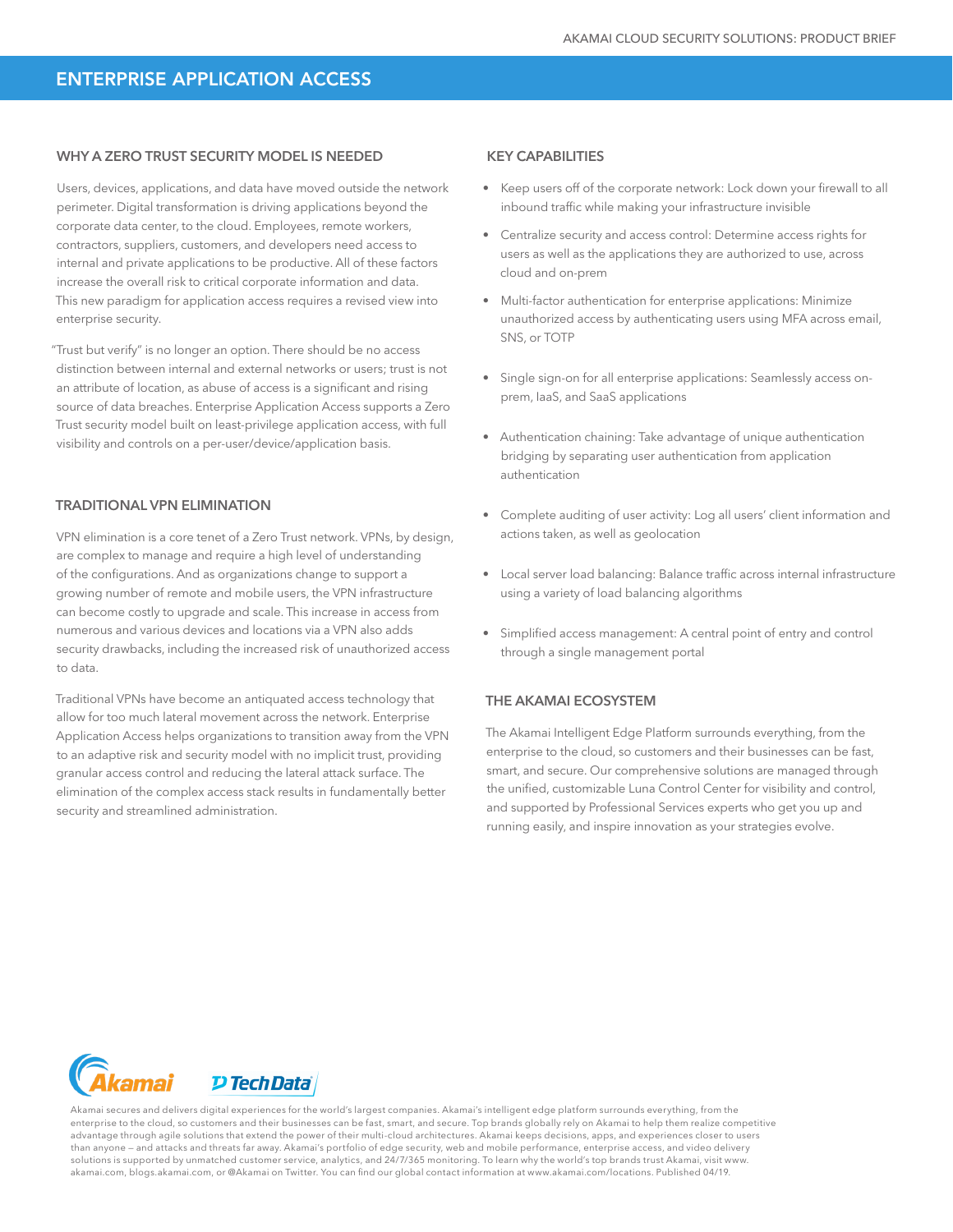# ENTERPRISE APPLICATION ACCESS

## WHY A ZERO TRUST SECURITY MODEL IS NEEDED

Users, devices, applications, and data have moved outside the network perimeter. Digital transformation is driving applications beyond the corporate data center, to the cloud. Employees, remote workers, contractors, suppliers, customers, and developers need access to internal and private applications to be productive. All of these factors increase the overall risk to critical corporate information and data. This new paradigm for application access requires a revised view into enterprise security.

"Trust but verify" is no longer an option. There should be no access distinction between internal and external networks or users; trust is not an attribute of location, as abuse of access is a significant and rising source of data breaches. Enterprise Application Access supports a Zero Trust security model built on least-privilege application access, with full visibility and controls on a per-user/device/application basis.

## TRADITIONAL VPN ELIMINATION

VPN elimination is a core tenet of a Zero Trust network. VPNs, by design, are complex to manage and require a high level of understanding of the configurations. And as organizations change to support a growing number of remote and mobile users, the VPN infrastructure can become costly to upgrade and scale. This increase in access from numerous and various devices and locations via a VPN also adds security drawbacks, including the increased risk of unauthorized access to data.

Traditional VPNs have become an antiquated access technology that allow for too much lateral movement across the network. Enterprise Application Access helps organizations to transition away from the VPN to an adaptive risk and security model with no implicit trust, providing granular access control and reducing the lateral attack surface. The elimination of the complex access stack results in fundamentally better security and streamlined administration.

## KEY CAPABILITIES

- Keep users off of the corporate network: Lock down your firewall to all inbound traffic while making your infrastructure invisible
- Centralize security and access control: Determine access rights for users as well as the applications they are authorized to use, across cloud and on-prem
- Multi-factor authentication for enterprise applications: Minimize unauthorized access by authenticating users using MFA across email, SNS, or TOTP
- Single sign-on for all enterprise applications: Seamlessly access on-prem, IaaS, and SaaS applications
- Authentication chaining: Take advantage of unique authentication bridging by separating user authentication from application authentication
- Complete auditing of user activity: Log all users' client information and actions taken, as well as geolocation
- Local server load balancing: Balance traffic across internal infrastructure using a variety of load balancing algorithms
- Simplified access management: A central point of entry and control through a single management portal

## THE AKAMAI ECOSYSTEM

The Akamai Intelligent Edge Platform surrounds everything, from the enterprise to the cloud, so customers and their businesses can be fast, smart, and secure. Our comprehensive solutions are managed through the unified, customizable Luna Control Center for visibility and control, and supported by Professional Services experts who get you up and running easily, and inspire innovation as your strategies evolve.

Akamai secures and delivers digital experiences for the world's largest companies. Akamai's intelligent edge platform surrounds everything, from the enterprise to the cloud, so customers and their businesses can be fast, smart, and secure. Top brands globally rely on Akamai to help them realize competitive advantage through agile solutions that extend the power of their multi-cloud architectures. Akamai keeps decisions, apps, and experiences closer to users than anyone — and attacks and threats far away. Akamai's portfolio of edge security, web and mobile performance, enterprise access, and video delivery solutions is supported by unmatched customer service, analytics, and 24/7/365 monitoring. To learn why the world's top brands trust Akamai, visit www.akamai.com, blogs.akamai.com, or @Akamai on Twitter. You can find our global contact information at www.akamai.com/locations. Published 04/19.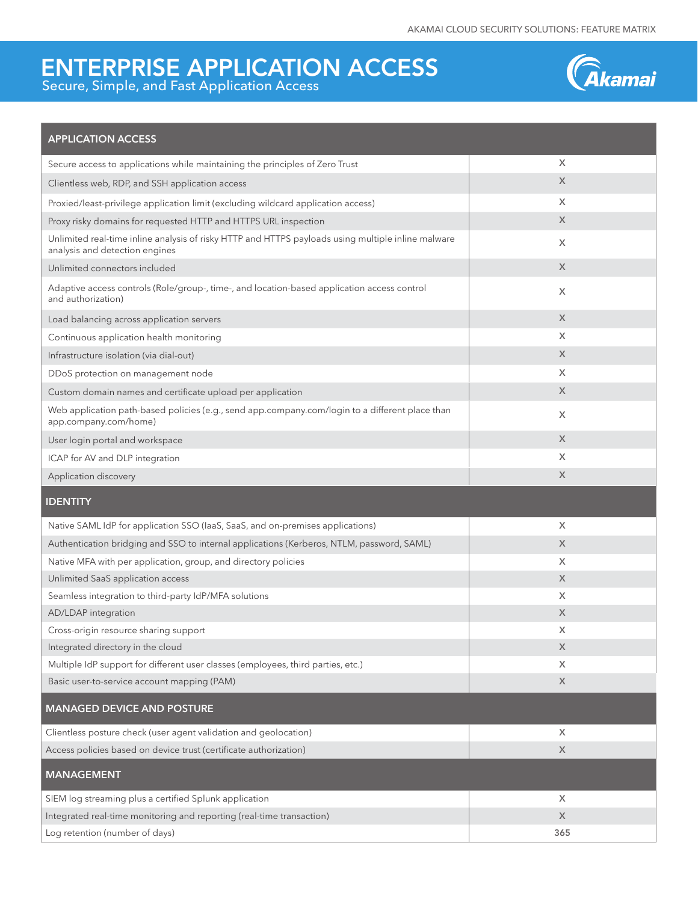# ENTERPRISE APPLICATION ACCESS

Secure, Simple, and Fast Application Access

| APPLICATION ACCESS | |
|---|---|
| Secure access to applications while maintaining the principles of Zero Trust | X |
| Clientless web, RDP, and SSH application access | X |
| Proxied/least-privilege application limit (excluding wildcard application access) | X |
| Proxy risky domains for requested HTTP and HTTPS URL inspection | X |
| Unlimited real-time inline analysis of risky HTTP and HTTPS payloads using multiple inline malware analysis and detection engines | X |
| Unlimited connectors included | X |
| Adaptive access controls (Role/group-, time-, and location-based application access control and authorization) | X |
| Load balancing across application servers | X |
| Continuous application health monitoring | X |
| Infrastructure isolation (via dial-out) | X |
| DDoS protection on management node | X |
| Custom domain names and certificate upload per application | X |
| Web application path-based policies (e.g., send app.company.com/login to a different place than app.company.com/home) | X |
| User login portal and workspace | X |
| ICAP for AV and DLP integration | X |
| Application discovery | X |
| **IDENTITY** | |
| Native SAML IdP for application SSO (IaaS, SaaS, and on-premises applications) | X |
| Authentication bridging and SSO to internal applications (Kerberos, NTLM, password, SAML) | X |
| Native MFA with per application, group, and directory policies | X |
| Unlimited SaaS application access | X |
| Seamless integration to third-party IdP/MFA solutions | X |
| AD/LDAP integration | X |
| Cross-origin resource sharing support | X |
| Integrated directory in the cloud | X |
| Multiple IdP support for different user classes (employees, third parties, etc.) | X |
| Basic user-to-service account mapping (PAM) | X |
| **MANAGED DEVICE AND POSTURE** | |
| Clientless posture check (user agent validation and geolocation) | X |
| Access policies based on device trust (certificate authorization) | X |
| **MANAGEMENT** | |
| SIEM log streaming plus a certified Splunk application | X |
| Integrated real-time monitoring and reporting (real-time transaction) | X |
| Log retention (number of days) | **365** |